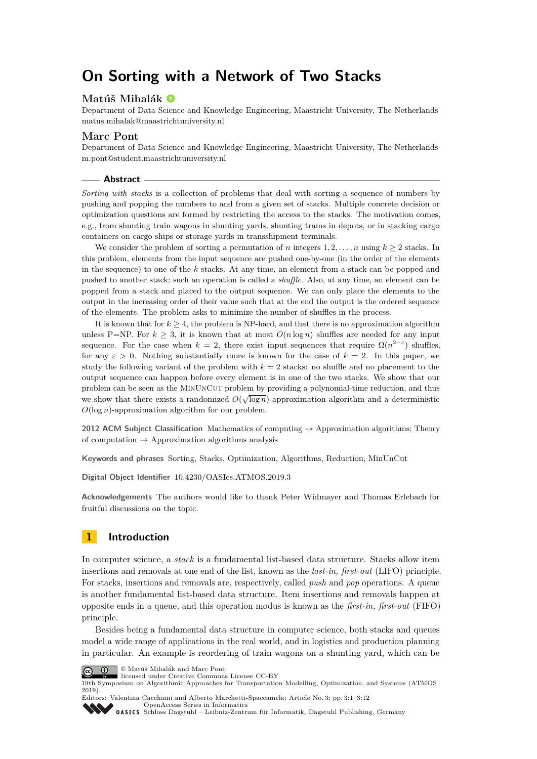# On Sorting with a Network of Two Stacks

## Matúš Mihalák

Department of Data Science and Knowledge Engineering, Maastricht University, The Netherlands
matus.mihalak@maastrichtuniversity.nl

## Marc Pont

Department of Data Science and Knowledge Engineering, Maastricht University, The Netherlands
m.pont@student.maastrichtuniversity.nl

### Abstract

*Sorting with stacks* is a collection of problems that deal with sorting a sequence of numbers by pushing and popping the numbers to and from a given set of stacks. Multiple concrete decision or optimization questions are formed by restricting the access to the stacks. The motivation comes, e.g., from shunting train wagons in shunting yards, shunting trams in depots, or in stacking cargo containers on cargo ships or storage yards in transshipment terminals.

We consider the problem of sorting a permutation of $n$ integers $1, 2, \ldots, n$ using $k \geq 2$ stacks. In this problem, elements from the input sequence are pushed one-by-one (in the order of the elements in the sequence) to one of the $k$ stacks. At any time, an element from a stack can be popped and pushed to another stack; such an operation is called a *shuffle*. Also, at any time, an element can be popped from a stack and placed to the output sequence. We can only place the elements to the output in the increasing order of their value such that at the end the output is the ordered sequence of the elements. The problem asks to minimize the number of shuffles in the process.

It is known that for $k \geq 4$, the problem is NP-hard, and that there is no approximation algorithm unless P=NP. For $k \geq 3$, it is known that at most $O(n \log n)$ shuffles are needed for any input sequence. For the case when $k = 2$, there exist input sequences that require $\Omega(n^{2-\varepsilon})$ shuffles, for any $\varepsilon > 0$. Nothing substantially more is known for the case of $k = 2$. In this paper, we study the following variant of the problem with $k = 2$ stacks: no shuffle and no placement to the output sequence can happen before every element is in one of the two stacks. We show that our problem can be seen as the MinUnCut problem by providing a polynomial-time reduction, and thus we show that there exists a randomized $O(\sqrt{\log n})$-approximation algorithm and a deterministic $O(\log n)$-approximation algorithm for our problem.

**2012 ACM Subject Classification** Mathematics of computing → Approximation algorithms; Theory of computation → Approximation algorithms analysis

**Keywords and phrases** Sorting, Stacks, Optimization, Algorithms, Reduction, MinUnCut

**Digital Object Identifier** 10.4230/OASIcs.ATMOS.2019.3

**Acknowledgements** The authors would like to thank Peter Widmayer and Thomas Erlebach for fruitful discussions on the topic.

## 1 Introduction

In computer science, a *stack* is a fundamental list-based data structure. Stacks allow item insertions and removals at one end of the list, known as the *last-in, first-out* (LIFO) principle. For stacks, insertions and removals are, respectively, called *push* and *pop* operations. A queue is another fundamental list-based data structure. Item insertions and removals happen at opposite ends in a queue, and this operation modus is known as the *first-in, first-out* (FIFO) principle.

Besides being a fundamental data structure in computer science, both stacks and queues model a wide range of applications in the real world, and in logistics and production planning in particular. An example is reordering of train wagons on a shunting yard, which can be

© Matúš Mihalák and Marc Pont;
licensed under Creative Commons License CC-BY
19th Symposium on Algorithmic Approaches for Transportation Modelling, Optimization, and Systems (ATMOS 2019).
Editors: Valentina Cacchiani and Alberto Marchetti-Spaccamela; Article No. 3; pp. 3:1–3:12
OpenAccess Series in Informatics
Schloss Dagstuhl – Leibniz-Zentrum für Informatik, Dagstuhl Publishing, Germany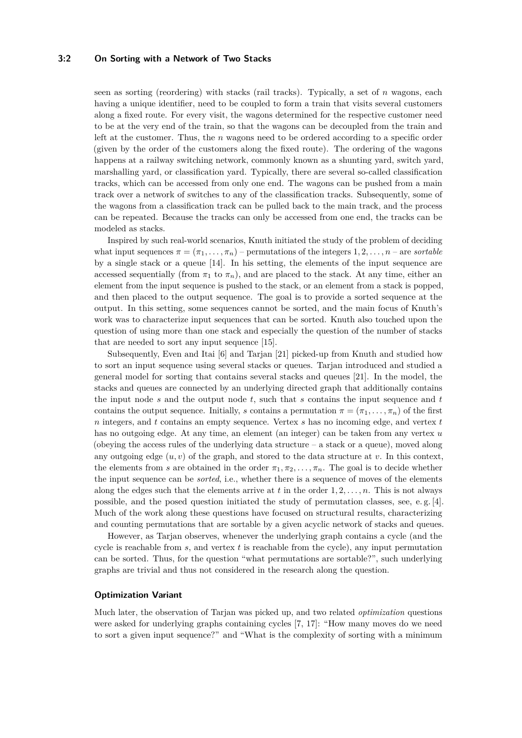seen as sorting (reordering) with stacks (rail tracks). Typically, a set of $n$ wagons, each having a unique identifier, need to be coupled to form a train that visits several customers along a fixed route. For every visit, the wagons determined for the respective customer need to be at the very end of the train, so that the wagons can be decoupled from the train and left at the customer. Thus, the $n$ wagons need to be ordered according to a specific order (given by the order of the customers along the fixed route). The ordering of the wagons happens at a railway switching network, commonly known as a shunting yard, switch yard, marshalling yard, or classification yard. Typically, there are several so-called classification tracks, which can be accessed from only one end. The wagons can be pushed from a main track over a network of switches to any of the classification tracks. Subsequently, some of the wagons from a classification track can be pulled back to the main track, and the process can be repeated. Because the tracks can only be accessed from one end, the tracks can be modeled as stacks.

Inspired by such real-world scenarios, Knuth initiated the study of the problem of deciding what input sequences $\pi = (\pi_1, \ldots, \pi_n)$ – permutations of the integers $1, 2, \ldots, n$ – are *sortable* by a single stack or a queue [14]. In his setting, the elements of the input sequence are accessed sequentially (from $\pi_1$ to $\pi_n$), and are placed to the stack. At any time, either an element from the input sequence is pushed to the stack, or an element from a stack is popped, and then placed to the output sequence. The goal is to provide a sorted sequence at the output. In this setting, some sequences cannot be sorted, and the main focus of Knuth's work was to characterize input sequences that can be sorted. Knuth also touched upon the question of using more than one stack and especially the question of the number of stacks that are needed to sort any input sequence [15].

Subsequently, Even and Itai [6] and Tarjan [21] picked-up from Knuth and studied how to sort an input sequence using several stacks or queues. Tarjan introduced and studied a general model for sorting that contains several stacks and queues [21]. In the model, the stacks and queues are connected by an underlying directed graph that additionally contains the input node $s$ and the output node $t$, such that $s$ contains the input sequence and $t$ contains the output sequence. Initially, $s$ contains a permutation $\pi = (\pi_1, \ldots, \pi_n)$ of the first $n$ integers, and $t$ contains an empty sequence. Vertex $s$ has no incoming edge, and vertex $t$ has no outgoing edge. At any time, an element (an integer) can be taken from any vertex $u$ (obeying the access rules of the underlying data structure – a stack or a queue), moved along any outgoing edge $(u, v)$ of the graph, and stored to the data structure at $v$. In this context, the elements from $s$ are obtained in the order $\pi_1, \pi_2, \ldots, \pi_n$. The goal is to decide whether the input sequence can be *sorted*, i.e., whether there is a sequence of moves of the elements along the edges such that the elements arrive at $t$ in the order $1, 2, \ldots, n$. This is not always possible, and the posed question initiated the study of permutation classes, see, e. g. [4]. Much of the work along these questions have focused on structural results, characterizing and counting permutations that are sortable by a given acyclic network of stacks and queues.

However, as Tarjan observes, whenever the underlying graph contains a cycle (and the cycle is reachable from $s$, and vertex $t$ is reachable from the cycle), any input permutation can be sorted. Thus, for the question "what permutations are sortable?", such underlying graphs are trivial and thus not considered in the research along the question.

#### Optimization Variant

Much later, the observation of Tarjan was picked up, and two related *optimization* questions were asked for underlying graphs containing cycles [7, 17]: "How many moves do we need to sort a given input sequence?" and "What is the complexity of sorting with a minimum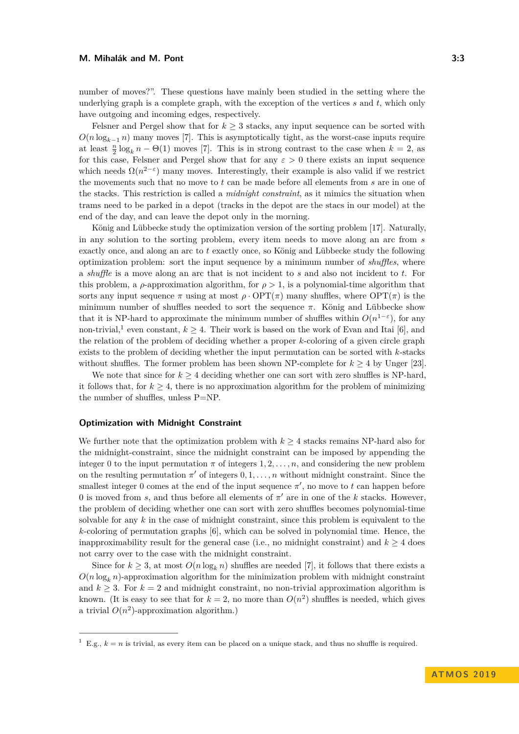number of moves?". These questions have mainly been studied in the setting where the underlying graph is a complete graph, with the exception of the vertices $s$ and $t$, which only have outgoing and incoming edges, respectively.

Felsner and Pergel show that for $k \geq 3$ stacks, any input sequence can be sorted with $O(n \log_{k-1} n)$ many moves [7]. This is asymptotically tight, as the worst-case inputs require at least $\frac{n}{2} \log_k n - \Theta(1)$ moves [7]. This is in strong contrast to the case when $k = 2$, as for this case, Felsner and Pergel show that for any $\varepsilon > 0$ there exists an input sequence which needs $\Omega(n^{2-\varepsilon})$ many moves. Interestingly, their example is also valid if we restrict the movements such that no move to $t$ can be made before all elements from $s$ are in one of the stacks. This restriction is called a *midnight constraint*, as it mimics the situation when trams need to be parked in a depot (tracks in the depot are the stacs in our model) at the end of the day, and can leave the depot only in the morning.

König and Lübbecke study the optimization version of the sorting problem [17]. Naturally, in any solution to the sorting problem, every item needs to move along an arc from $s$ exactly once, and along an arc to $t$ exactly once, so König and Lübbecke study the following optimization problem: sort the input sequence by a minimum number of *shuffles*, where a *shuffle* is a move along an arc that is not incident to $s$ and also not incident to $t$. For this problem, a $\rho$-approximation algorithm, for $\rho > 1$, is a polynomial-time algorithm that sorts any input sequence $\pi$ using at most $\rho \cdot \mathrm{OPT}(\pi)$ many shuffles, where $\mathrm{OPT}(\pi)$ is the minimum number of shuffles needed to sort the sequence $\pi$. König and Lübbecke show that it is NP-hard to approximate the minimum number of shuffles within $O(n^{1-\varepsilon})$, for any non-trivial,[1] even constant, $k \geq 4$. Their work is based on the work of Evan and Itai [6], and the relation of the problem of deciding whether a proper $k$-coloring of a given circle graph exists to the problem of deciding whether the input permutation can be sorted with $k$-stacks without shuffles. The former problem has been shown NP-complete for $k \geq 4$ by Unger [23].

We note that since for $k \geq 4$ deciding whether one can sort with zero shuffles is NP-hard, it follows that, for $k \geq 4$, there is no approximation algorithm for the problem of minimizing the number of shuffles, unless P=NP.

### Optimization with Midnight Constraint

We further note that the optimization problem with $k \geq 4$ stacks remains NP-hard also for the midnight-constraint, since the midnight constraint can be imposed by appending the integer 0 to the input permutation $\pi$ of integers $1, 2, \ldots, n$, and considering the new problem on the resulting permutation $\pi'$ of integers $0, 1, \ldots, n$ without midnight constraint. Since the smallest integer 0 comes at the end of the input sequence $\pi'$, no move to $t$ can happen before 0 is moved from $s$, and thus before all elements of $\pi'$ are in one of the $k$ stacks. However, the problem of deciding whether one can sort with zero shuffles becomes polynomial-time solvable for any $k$ in the case of midnight constraint, since this problem is equivalent to the $k$-coloring of permutation graphs [6], which can be solved in polynomial time. Hence, the inapproximability result for the general case (i.e., no midnight constraint) and $k \geq 4$ does not carry over to the case with the midnight constraint.

Since for $k \geq 3$, at most $O(n \log_k n)$ shuffles are needed [7], it follows that there exists a $O(n \log_k n)$-approximation algorithm for the minimization problem with midnight constraint and $k \geq 3$. For $k = 2$ and midnight constraint, no non-trivial approximation algorithm is known. (It is easy to see that for $k = 2$, no more than $O(n^2)$ shuffles is needed, which gives a trivial $O(n^2)$-approximation algorithm.)

---

[1] E.g., $k = n$ is trivial, as every item can be placed on a unique stack, and thus no shuffle is required.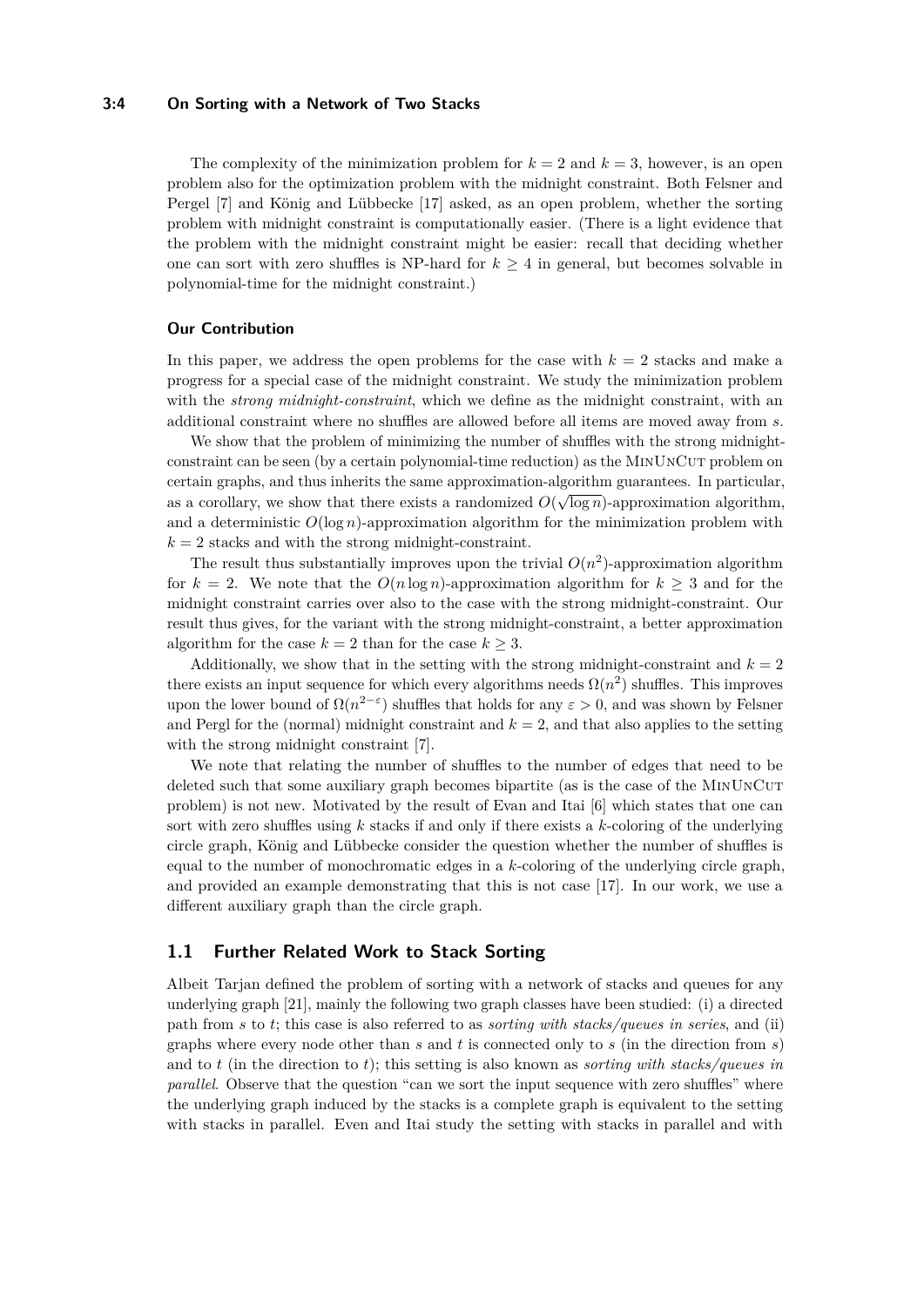The complexity of the minimization problem for $k = 2$ and $k = 3$, however, is an open problem also for the optimization problem with the midnight constraint. Both Felsner and Pergel [7] and König and Lübbecke [17] asked, as an open problem, whether the sorting problem with midnight constraint is computationally easier. (There is a light evidence that the problem with the midnight constraint might be easier: recall that deciding whether one can sort with zero shuffles is NP-hard for $k \geq 4$ in general, but becomes solvable in polynomial-time for the midnight constraint.)

### Our Contribution

In this paper, we address the open problems for the case with $k = 2$ stacks and make a progress for a special case of the midnight constraint. We study the minimization problem with the *strong midnight-constraint*, which we define as the midnight constraint, with an additional constraint where no shuffles are allowed before all items are moved away from $s$.

We show that the problem of minimizing the number of shuffles with the strong midnight-constraint can be seen (by a certain polynomial-time reduction) as the MinUnCut problem on certain graphs, and thus inherits the same approximation-algorithm guarantees. In particular, as a corollary, we show that there exists a randomized $O(\sqrt{\log n})$-approximation algorithm, and a deterministic $O(\log n)$-approximation algorithm for the minimization problem with $k = 2$ stacks and with the strong midnight-constraint.

The result thus substantially improves upon the trivial $O(n^2)$-approximation algorithm for $k = 2$. We note that the $O(n \log n)$-approximation algorithm for $k \geq 3$ and for the midnight constraint carries over also to the case with the strong midnight-constraint. Our result thus gives, for the variant with the strong midnight-constraint, a better approximation algorithm for the case $k = 2$ than for the case $k \geq 3$.

Additionally, we show that in the setting with the strong midnight-constraint and $k = 2$ there exists an input sequence for which every algorithms needs $\Omega(n^2)$ shuffles. This improves upon the lower bound of $\Omega(n^{2-\varepsilon})$ shuffles that holds for any $\varepsilon > 0$, and was shown by Felsner and Pergl for the (normal) midnight constraint and $k = 2$, and that also applies to the setting with the strong midnight constraint [7].

We note that relating the number of shuffles to the number of edges that need to be deleted such that some auxiliary graph becomes bipartite (as is the case of the MinUnCut problem) is not new. Motivated by the result of Evan and Itai [6] which states that one can sort with zero shuffles using $k$ stacks if and only if there exists a $k$-coloring of the underlying circle graph, König and Lübbecke consider the question whether the number of shuffles is equal to the number of monochromatic edges in a $k$-coloring of the underlying circle graph, and provided an example demonstrating that this is not case [17]. In our work, we use a different auxiliary graph than the circle graph.

## 1.1 Further Related Work to Stack Sorting

Albeit Tarjan defined the problem of sorting with a network of stacks and queues for any underlying graph [21], mainly the following two graph classes have been studied: (i) a directed path from $s$ to $t$; this case is also referred to as *sorting with stacks/queues in series*, and (ii) graphs where every node other than $s$ and $t$ is connected only to $s$ (in the direction from $s$) and to $t$ (in the direction to $t$); this setting is also known as *sorting with stacks/queues in parallel*. Observe that the question "can we sort the input sequence with zero shuffles" where the underlying graph induced by the stacks is a complete graph is equivalent to the setting with stacks in parallel. Even and Itai study the setting with stacks in parallel and with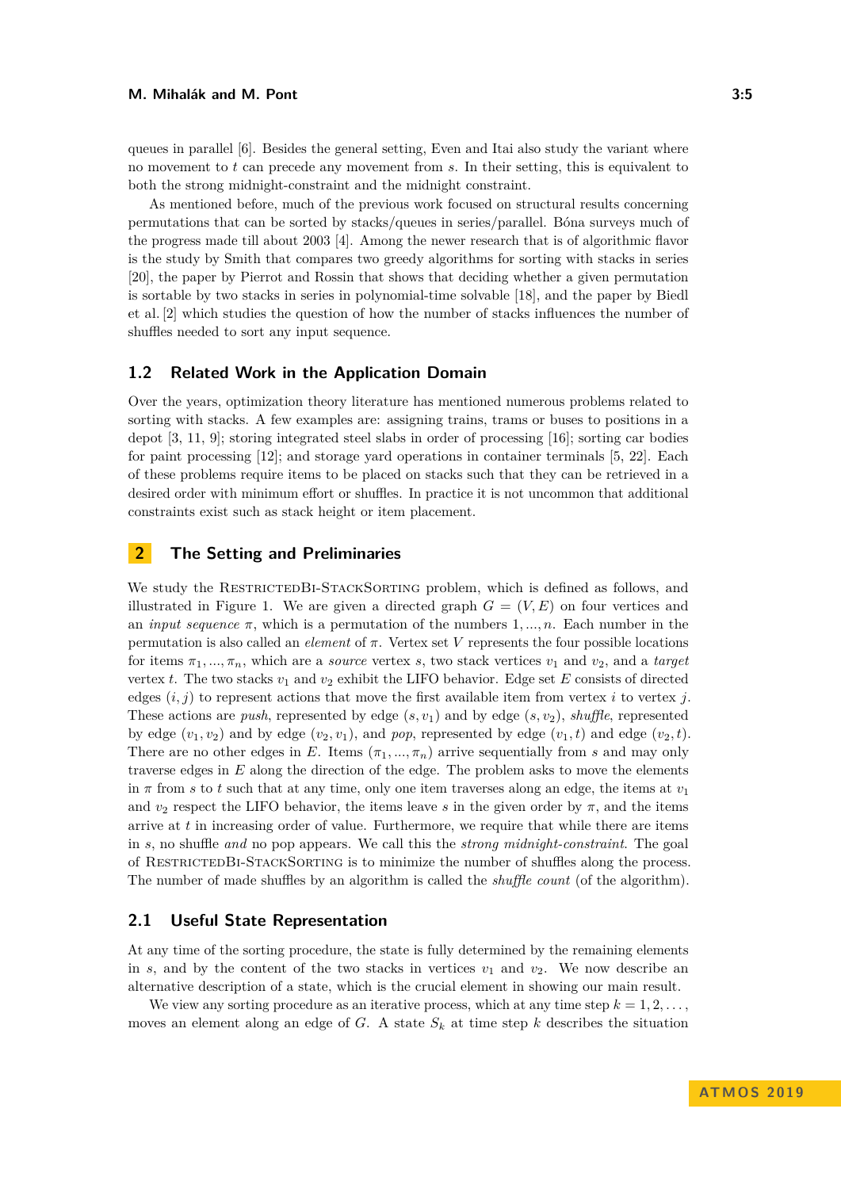queues in parallel [6]. Besides the general setting, Even and Itai also study the variant where no movement to $t$ can precede any movement from $s$. In their setting, this is equivalent to both the strong midnight-constraint and the midnight constraint.

As mentioned before, much of the previous work focused on structural results concerning permutations that can be sorted by stacks/queues in series/parallel. Bóna surveys much of the progress made till about 2003 [4]. Among the newer research that is of algorithmic flavor is the study by Smith that compares two greedy algorithms for sorting with stacks in series [20], the paper by Pierrot and Rossin that shows that deciding whether a given permutation is sortable by two stacks in series in polynomial-time solvable [18], and the paper by Biedl et al. [2] which studies the question of how the number of stacks influences the number of shuffles needed to sort any input sequence.

## 1.2 Related Work in the Application Domain

Over the years, optimization theory literature has mentioned numerous problems related to sorting with stacks. A few examples are: assigning trains, trams or buses to positions in a depot [3, 11, 9]; storing integrated steel slabs in order of processing [16]; sorting car bodies for paint processing [12]; and storage yard operations in container terminals [5, 22]. Each of these problems require items to be placed on stacks such that they can be retrieved in a desired order with minimum effort or shuffles. In practice it is not uncommon that additional constraints exist such as stack height or item placement.

# 2 The Setting and Preliminaries

We study the RestrictedBi-StackSorting problem, which is defined as follows, and illustrated in Figure 1. We are given a directed graph $G = (V, E)$ on four vertices and an *input sequence* $\pi$, which is a permutation of the numbers $1, ..., n$. Each number in the permutation is also called an *element* of $\pi$. Vertex set $V$ represents the four possible locations for items $\pi_1, ..., \pi_n$, which are a *source* vertex $s$, two stack vertices $v_1$ and $v_2$, and a *target* vertex $t$. The two stacks $v_1$ and $v_2$ exhibit the LIFO behavior. Edge set $E$ consists of directed edges $(i, j)$ to represent actions that move the first available item from vertex $i$ to vertex $j$. These actions are *push*, represented by edge $(s, v_1)$ and by edge $(s, v_2)$, *shuffle*, represented by edge $(v_1, v_2)$ and by edge $(v_2, v_1)$, and *pop*, represented by edge $(v_1, t)$ and edge $(v_2, t)$. There are no other edges in $E$. Items $(\pi_1, ..., \pi_n)$ arrive sequentially from $s$ and may only traverse edges in $E$ along the direction of the edge. The problem asks to move the elements in $\pi$ from $s$ to $t$ such that at any time, only one item traverses along an edge, the items at $v_1$ and $v_2$ respect the LIFO behavior, the items leave $s$ in the given order by $\pi$, and the items arrive at $t$ in increasing order of value. Furthermore, we require that while there are items in $s$, no shuffle *and* no pop appears. We call this the *strong midnight-constraint*. The goal of RestrictedBi-StackSorting is to minimize the number of shuffles along the process. The number of made shuffles by an algorithm is called the *shuffle count* (of the algorithm).

## 2.1 Useful State Representation

At any time of the sorting procedure, the state is fully determined by the remaining elements in $s$, and by the content of the two stacks in vertices $v_1$ and $v_2$. We now describe an alternative description of a state, which is the crucial element in showing our main result.

We view any sorting procedure as an iterative process, which at any time step $k = 1, 2, \ldots,$ moves an element along an edge of $G$. A state $S_k$ at time step $k$ describes the situation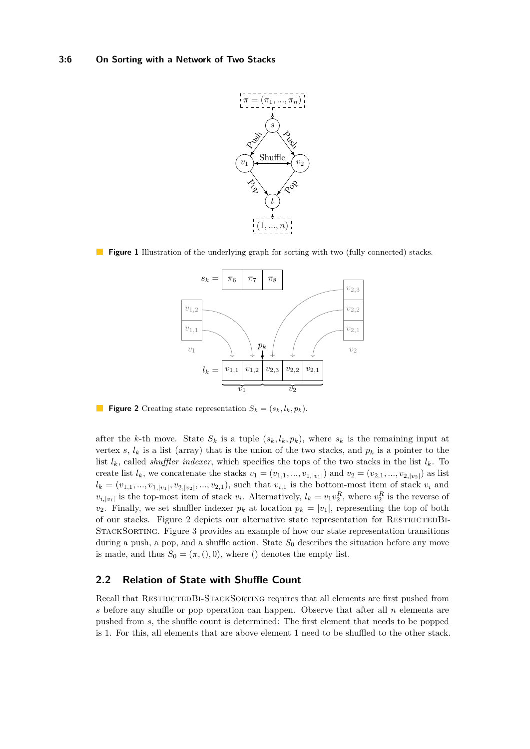**Figure 1** Illustration of the underlying graph for sorting with two (fully connected) stacks.

**Figure 2** Creating state representation $S_k = (s_k, l_k, p_k)$.

after the $k$-th move. State $S_k$ is a tuple $(s_k, l_k, p_k)$, where $s_k$ is the remaining input at vertex $s$, $l_k$ is a list (array) that is the union of the two stacks, and $p_k$ is a pointer to the list $l_k$, called *shuffler indexer*, which specifies the tops of the two stacks in the list $l_k$. To create list $l_k$, we concatenate the stacks $v_1 = (v_{1,1}, ..., v_{1,|v_1|})$ and $v_2 = (v_{2,1}, ..., v_{2,|v_2|})$ as list $l_k = (v_{1,1}, ..., v_{1,|v_1|}, v_{2,|v_2|}, ..., v_{2,1})$, such that $v_{i,1}$ is the bottom-most item of stack $v_i$ and $v_{i,|v_i|}$ is the top-most item of stack $v_i$. Alternatively, $l_k = v_1 v_2^R$, where $v_2^R$ is the reverse of $v_2$. Finally, we set shuffler indexer $p_k$ at location $p_k = |v_1|$, representing the top of both of our stacks. Figure 2 depicts our alternative state representation for RestrictedBi-StackSorting. Figure 3 provides an example of how our state representation transitions during a push, a pop, and a shuffle action. State $S_0$ describes the situation before any move is made, and thus $S_0 = (\pi, (), 0)$, where $()$ denotes the empty list.

## 2.2 Relation of State with Shuffle Count

Recall that RestrictedBi-StackSorting requires that all elements are first pushed from $s$ before any shuffle or pop operation can happen. Observe that after all $n$ elements are pushed from $s$, the shuffle count is determined: The first element that needs to be popped is 1. For this, all elements that are above element 1 need to be shuffled to the other stack.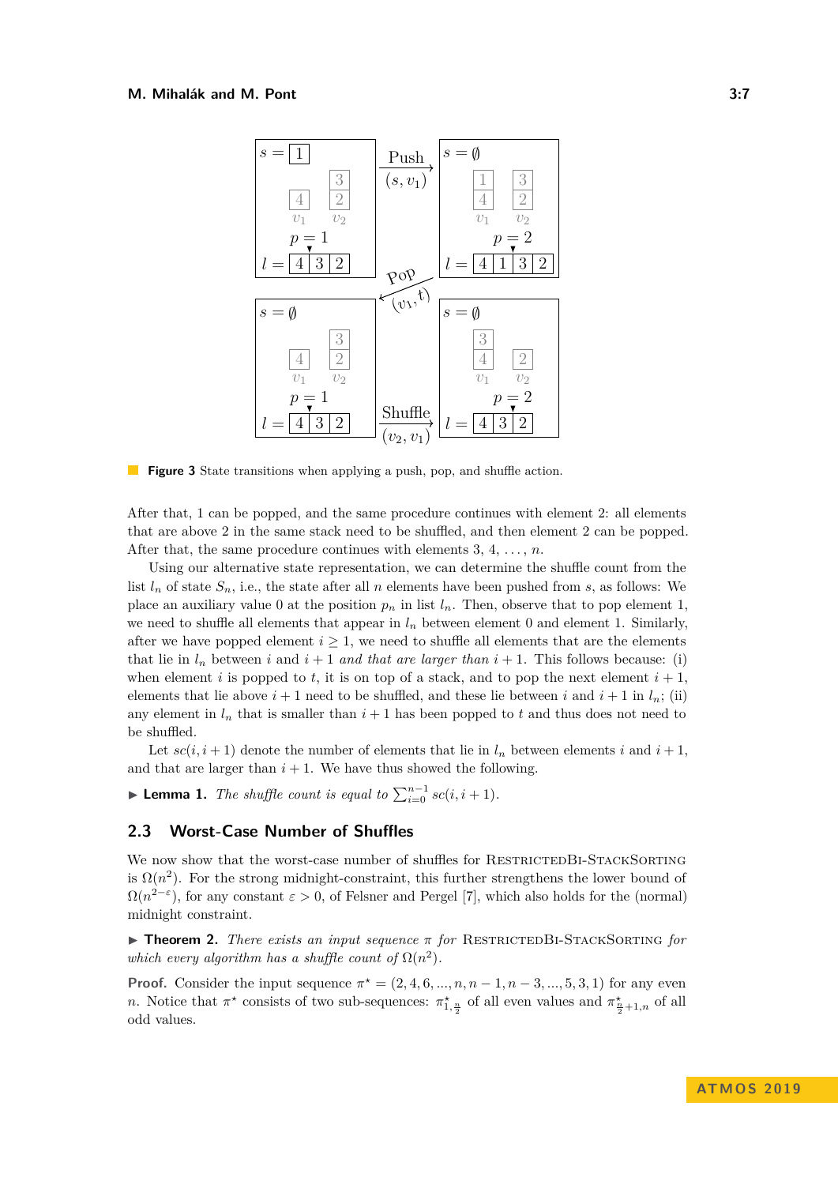**Figure 3** State transitions when applying a push, pop, and shuffle action.

After that, 1 can be popped, and the same procedure continues with element 2: all elements that are above 2 in the same stack need to be shuffled, and then element 2 can be popped. After that, the same procedure continues with elements 3, 4, ..., $n$.

Using our alternative state representation, we can determine the shuffle count from the list $l_n$ of state $S_n$, i.e., the state after all $n$ elements have been pushed from $s$, as follows: We place an auxiliary value 0 at the position $p_n$ in list $l_n$. Then, observe that to pop element 1, we need to shuffle all elements that appear in $l_n$ between element 0 and element 1. Similarly, after we have popped element $i \geq 1$, we need to shuffle all elements that are the elements that lie in $l_n$ between $i$ and $i+1$ *and that are larger than* $i+1$. This follows because: (i) when element $i$ is popped to $t$, it is on top of a stack, and to pop the next element $i+1$, elements that lie above $i+1$ need to be shuffled, and these lie between $i$ and $i+1$ in $l_n$; (ii) any element in $l_n$ that is smaller than $i+1$ has been popped to $t$ and thus does not need to be shuffled.

Let $sc(i, i+1)$ denote the number of elements that lie in $l_n$ between elements $i$ and $i+1$, and that are larger than $i+1$. We have thus showed the following.

▶ **Lemma 1.** *The shuffle count is equal to* $\sum_{i=0}^{n-1} sc(i, i+1)$.

## 2.3 Worst-Case Number of Shuffles

We now show that the worst-case number of shuffles for RestrictedBi-StackSorting is $\Omega(n^2)$. For the strong midnight-constraint, this further strengthens the lower bound of $\Omega(n^{2-\varepsilon})$, for any constant $\varepsilon > 0$, of Felsner and Pergel [7], which also holds for the (normal) midnight constraint.

▶ **Theorem 2.** *There exists an input sequence* $\pi$ *for* RestrictedBi-StackSorting *for which every algorithm has a shuffle count of* $\Omega(n^2)$.

**Proof.** Consider the input sequence $\pi^\star = (2, 4, 6, ..., n, n, n-1, n-3, ..., 5, 3, 1)$ for any even $n$. Notice that $\pi^\star$ consists of two sub-sequences: $\pi^\star_{1,\frac{n}{2}}$ of all even values and $\pi^\star_{\frac{n}{2}+1,n}$ of all odd values.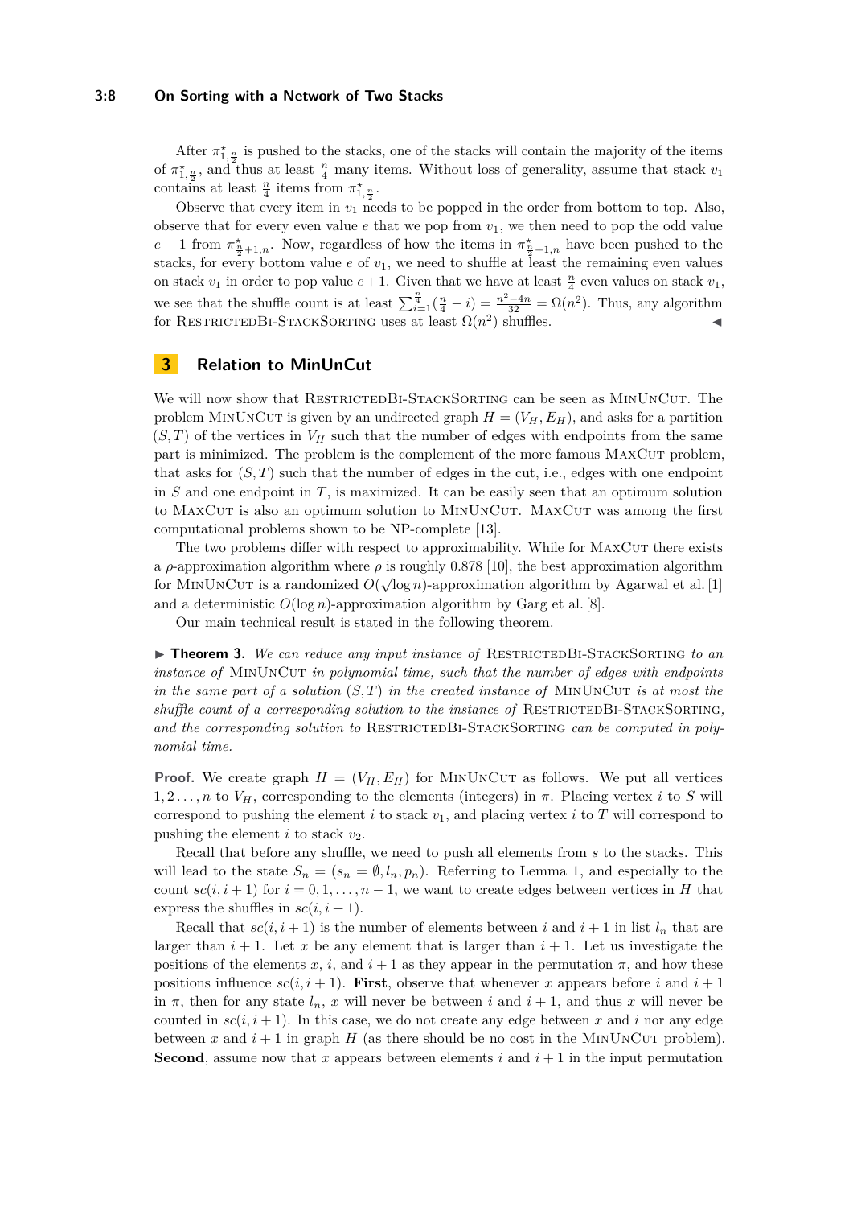After $\pi^\star_{1,\frac{n}{2}}$ is pushed to the stacks, one of the stacks will contain the majority of the items of $\pi^\star_{1,\frac{n}{2}}$, and thus at least $\frac{n}{4}$ many items. Without loss of generality, assume that stack $v_1$ contains at least $\frac{n}{4}$ items from $\pi^\star_{1,\frac{n}{2}}$.

Observe that every item in $v_1$ needs to be popped in the order from bottom to top. Also, observe that for every even value $e$ that we pop from $v_1$, we then need to pop the odd value $e+1$ from $\pi^\star_{\frac{n}{2}+1,n}$. Now, regardless of how the items in $\pi^\star_{\frac{n}{2}+1,n}$ have been pushed to the stacks, for every bottom value $e$ of $v_1$, we need to shuffle at least the remaining even values on stack $v_1$ in order to pop value $e+1$. Given that we have at least $\frac{n}{4}$ even values on stack $v_1$, we see that the shuffle count is at least $\sum_{i=1}^{\frac{n}{4}}(\frac{n}{4}-i) = \frac{n^2-4n}{32} = \Omega(n^2)$. Thus, any algorithm for RestrictedBi-StackSorting uses at least $\Omega(n^2)$ shuffles. ◀

## 3 Relation to MinUnCut

We will now show that RestrictedBi-StackSorting can be seen as MinUnCut. The problem MinUnCut is given by an undirected graph $H = (V_H, E_H)$, and asks for a partition $(S, T)$ of the vertices in $V_H$ such that the number of edges with endpoints from the same part is minimized. The problem is the complement of the more famous MaxCut problem, that asks for $(S, T)$ such that the number of edges in the cut, i.e., edges with one endpoint in $S$ and one endpoint in $T$, is maximized. It can be easily seen that an optimum solution to MaxCut is also an optimum solution to MinUnCut. MaxCut was among the first computational problems shown to be NP-complete [13].

The two problems differ with respect to approximability. While for MaxCut there exists a $\rho$-approximation algorithm where $\rho$ is roughly 0.878 [10], the best approximation algorithm for MinUnCut is a randomized $O(\sqrt{\log n})$-approximation algorithm by Agarwal et al. [1] and a deterministic $O(\log n)$-approximation algorithm by Garg et al. [8].

Our main technical result is stated in the following theorem.

▶ **Theorem 3.** *We can reduce any input instance of* RestrictedBi-StackSorting *to an instance of* MinUnCut *in polynomial time, such that the number of edges with endpoints in the same part of a solution $(S, T)$ in the created instance of* MinUnCut *is at most the shuffle count of a corresponding solution to the instance of* RestrictedBi-StackSorting*, and the corresponding solution to* RestrictedBi-StackSorting *can be computed in polynomial time.*

**Proof.** We create graph $H = (V_H, E_H)$ for MinUnCut as follows. We put all vertices $1, 2 \ldots, n$ to $V_H$, corresponding to the elements (integers) in $\pi$. Placing vertex $i$ to $S$ will correspond to pushing the element $i$ to stack $v_1$, and placing vertex $i$ to $T$ will correspond to pushing the element $i$ to stack $v_2$.

Recall that before any shuffle, we need to push all elements from $s$ to the stacks. This will lead to the state $S_n = (s_n = \emptyset, l_n, p_n)$. Referring to Lemma 1, and especially to the count $sc(i, i+1)$ for $i = 0, 1, \ldots, n-1$, we want to create edges between vertices in $H$ that express the shuffles in $sc(i, i+1)$.

Recall that $sc(i, i+1)$ is the number of elements between $i$ and $i+1$ in list $l_n$ that are larger than $i+1$. Let $x$ be any element that is larger than $i+1$. Let us investigate the positions of the elements $x$, $i$, and $i+1$ as they appear in the permutation $\pi$, and how these positions influence $sc(i, i+1)$. **First**, observe that whenever $x$ appears before $i$ and $i+1$ in $\pi$, then for any state $l_n$, $x$ will never be between $i$ and $i+1$, and thus $x$ will never be counted in $sc(i, i+1)$. In this case, we do not create any edge between $x$ and $i$ nor any edge between $x$ and $i+1$ in graph $H$ (as there should be no cost in the MinUnCut problem). **Second**, assume now that $x$ appears between elements $i$ and $i+1$ in the input permutation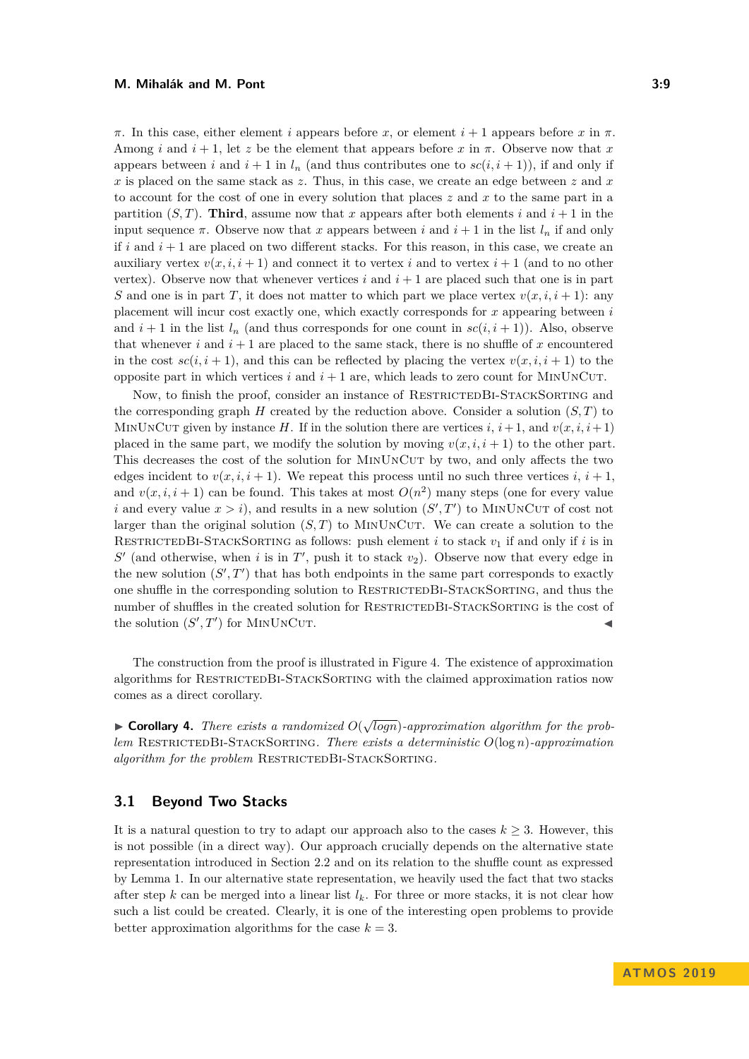$\pi$. In this case, either element $i$ appears before $x$, or element $i+1$ appears before $x$ in $\pi$. Among $i$ and $i+1$, let $z$ be the element that appears before $x$ in $\pi$. Observe now that $x$ appears between $i$ and $i+1$ in $l_n$ (and thus contributes one to $sc(i,i+1)$), if and only if $x$ is placed on the same stack as $z$. Thus, in this case, we create an edge between $z$ and $x$ to account for the cost of one in every solution that places $z$ and $x$ to the same part in a partition $(S,T)$. **Third**, assume now that $x$ appears after both elements $i$ and $i+1$ in the input sequence $\pi$. Observe now that $x$ appears between $i$ and $i+1$ in the list $l_n$ if and only if $i$ and $i+1$ are placed on two different stacks. For this reason, in this case, we create an auxiliary vertex $v(x,i,i+1)$ and connect it to vertex $i$ and to vertex $i+1$ (and to no other vertex). Observe now that whenever vertices $i$ and $i+1$ are placed such that one is in part $S$ and one is in part $T$, it does not matter to which part we place vertex $v(x,i,i+1)$: any placement will incur cost exactly one, which exactly corresponds for $x$ appearing between $i$ and $i+1$ in the list $l_n$ (and thus corresponds for one count in $sc(i,i+1)$). Also, observe that whenever $i$ and $i+1$ are placed to the same stack, there is no shuffle of $x$ encountered in the cost $sc(i,i+1)$, and this can be reflected by placing the vertex $v(x,i,i+1)$ to the opposite part in which vertices $i$ and $i+1$ are, which leads to zero count for MinUnCut.

Now, to finish the proof, consider an instance of RestrictedBi-StackSorting and the corresponding graph $H$ created by the reduction above. Consider a solution $(S,T)$ to MinUnCut given by instance $H$. If in the solution there are vertices $i$, $i+1$, and $v(x,i,i+1)$ placed in the same part, we modify the solution by moving $v(x,i,i+1)$ to the other part. This decreases the cost of the solution for MinUnCut by two, and only affects the two edges incident to $v(x,i,i+1)$. We repeat this process until no such three vertices $i$, $i+1$, and $v(x,i,i+1)$ can be found. This takes at most $O(n^2)$ many steps (one for every value $i$ and every value $x > i$), and results in a new solution $(S',T')$ to MinUnCut of cost not larger than the original solution $(S,T)$ to MinUnCut. We can create a solution to the RestrictedBi-StackSorting as follows: push element $i$ to stack $v_1$ if and only if $i$ is in $S'$ (and otherwise, when $i$ is in $T'$, push it to stack $v_2$). Observe now that every edge in the new solution $(S',T')$ that has both endpoints in the same part corresponds to exactly one shuffle in the corresponding solution to RestrictedBi-StackSorting, and thus the number of shuffles in the created solution for RestrictedBi-StackSorting is the cost of the solution $(S',T')$ for MinUnCut. ◂

The construction from the proof is illustrated in Figure 4. The existence of approximation algorithms for RestrictedBi-StackSorting with the claimed approximation ratios now comes as a direct corollary.

▸ **Corollary 4.** *There exists a randomized $O(\sqrt{\log n})$-approximation algorithm for the problem* RestrictedBi-StackSorting. *There exists a deterministic $O(\log n)$-approximation algorithm for the problem* RestrictedBi-StackSorting.

## 3.1 Beyond Two Stacks

It is a natural question to try to adapt our approach also to the cases $k \geq 3$. However, this is not possible (in a direct way). Our approach crucially depends on the alternative state representation introduced in Section 2.2 and on its relation to the shuffle count as expressed by Lemma 1. In our alternative state representation, we heavily used the fact that two stacks after step $k$ can be merged into a linear list $l_k$. For three or more stacks, it is not clear how such a list could be created. Clearly, it is one of the interesting open problems to provide better approximation algorithms for the case $k = 3$.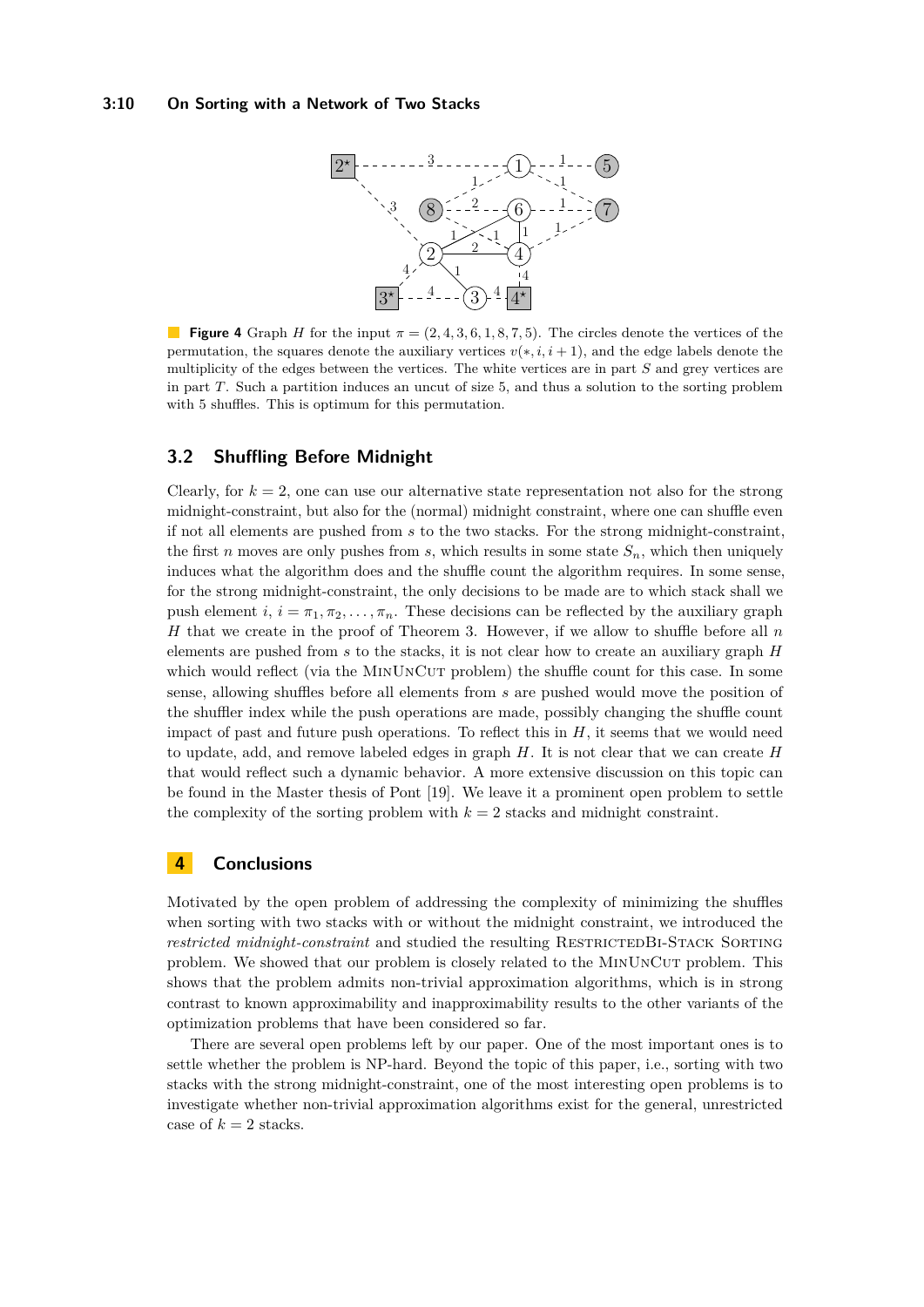**Figure 4** Graph $H$ for the input $\pi = (2, 4, 3, 6, 1, 8, 7, 5)$. The circles denote the vertices of the permutation, the squares denote the auxiliary vertices $v(*, i, i+1)$, and the edge labels denote the multiplicity of the edges between the vertices. The white vertices are in part $S$ and grey vertices are in part $T$. Such a partition induces an uncut of size 5, and thus a solution to the sorting problem with 5 shuffles. This is optimum for this permutation.

## 3.2 Shuffling Before Midnight

Clearly, for $k = 2$, one can use our alternative state representation not also for the strong midnight-constraint, but also for the (normal) midnight constraint, where one can shuffle even if not all elements are pushed from $s$ to the two stacks. For the strong midnight-constraint, the first $n$ moves are only pushes from $s$, which results in some state $S_n$, which then uniquely induces what the algorithm does and the shuffle count the algorithm requires. In some sense, for the strong midnight-constraint, the only decisions to be made are to which stack shall we push element $i$, $i = \pi_1, \pi_2, \ldots, \pi_n$. These decisions can be reflected by the auxiliary graph $H$ that we create in the proof of Theorem 3. However, if we allow to shuffle before all $n$ elements are pushed from $s$ to the stacks, it is not clear how to create an auxiliary graph $H$ which would reflect (via the MinUnCut problem) the shuffle count for this case. In some sense, allowing shuffles before all elements from $s$ are pushed would move the position of the shuffler index while the push operations are made, possibly changing the shuffle count impact of past and future push operations. To reflect this in $H$, it seems that we would need to update, add, and remove labeled edges in graph $H$. It is not clear that we can create $H$ that would reflect such a dynamic behavior. A more extensive discussion on this topic can be found in the Master thesis of Pont [19]. We leave it a prominent open problem to settle the complexity of the sorting problem with $k = 2$ stacks and midnight constraint.

# 4 Conclusions

Motivated by the open problem of addressing the complexity of minimizing the shuffles when sorting with two stacks with or without the midnight constraint, we introduced the *restricted midnight-constraint* and studied the resulting RestrictedBi-Stack Sorting problem. We showed that our problem is closely related to the MinUnCut problem. This shows that the problem admits non-trivial approximation algorithms, which is in strong contrast to known approximability and inapproximability results to the other variants of the optimization problems that have been considered so far.

There are several open problems left by our paper. One of the most important ones is to settle whether the problem is NP-hard. Beyond the topic of this paper, i.e., sorting with two stacks with the strong midnight-constraint, one of the most interesting open problems is to investigate whether non-trivial approximation algorithms exist for the general, unrestricted case of $k = 2$ stacks.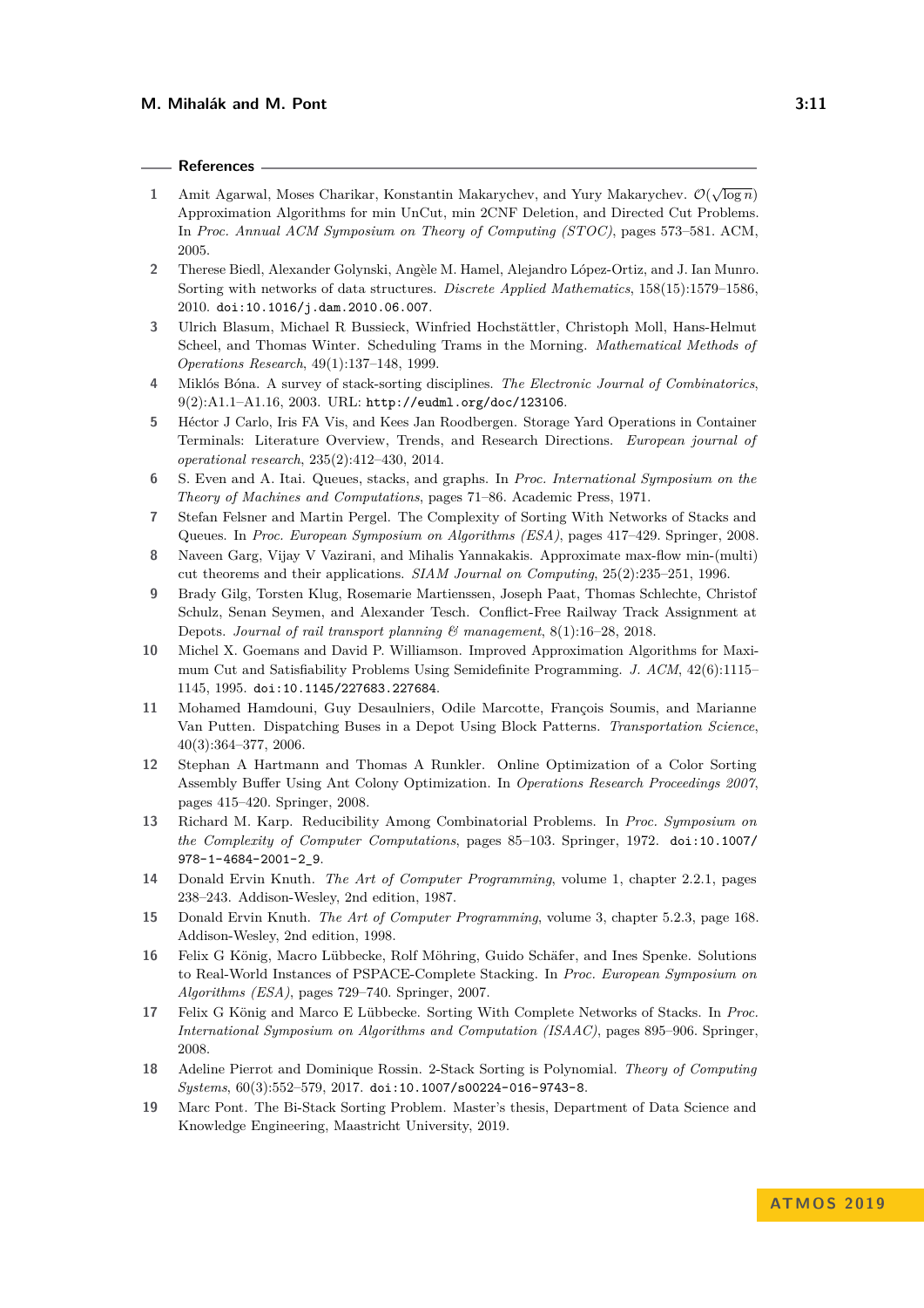## References

1. Amit Agarwal, Moses Charikar, Konstantin Makarychev, and Yury Makarychev. $\mathcal{O}(\sqrt{\log n})$ Approximation Algorithms for min UnCut, min 2CNF Deletion, and Directed Cut Problems. In *Proc. Annual ACM Symposium on Theory of Computing (STOC)*, pages 573–581. ACM, 2005.
2. Therese Biedl, Alexander Golynski, Angèle M. Hamel, Alejandro López-Ortiz, and J. Ian Munro. Sorting with networks of data structures. *Discrete Applied Mathematics*, 158(15):1579–1586, 2010. doi:10.1016/j.dam.2010.06.007.
3. Ulrich Blasum, Michael R Bussieck, Winfried Hochstättler, Christoph Moll, Hans-Helmut Scheel, and Thomas Winter. Scheduling Trams in the Morning. *Mathematical Methods of Operations Research*, 49(1):137–148, 1999.
4. Miklós Bóna. A survey of stack-sorting disciplines. *The Electronic Journal of Combinatorics*, 9(2):A1.1–A1.16, 2003. URL: http://eudml.org/doc/123106.
5. Héctor J Carlo, Iris FA Vis, and Kees Jan Roodbergen. Storage Yard Operations in Container Terminals: Literature Overview, Trends, and Research Directions. *European journal of operational research*, 235(2):412–430, 2014.
6. S. Even and A. Itai. Queues, stacks, and graphs. In *Proc. International Symposium on the Theory of Machines and Computations*, pages 71–86. Academic Press, 1971.
7. Stefan Felsner and Martin Pergel. The Complexity of Sorting With Networks of Stacks and Queues. In *Proc. European Symposium on Algorithms (ESA)*, pages 417–429. Springer, 2008.
8. Naveen Garg, Vijay V Vazirani, and Mihalis Yannakakis. Approximate max-flow min-(multi) cut theorems and their applications. *SIAM Journal on Computing*, 25(2):235–251, 1996.
9. Brady Gilg, Torsten Klug, Rosemarie Martienssen, Joseph Paat, Thomas Schlechte, Christof Schulz, Senan Seymen, and Alexander Tesch. Conflict-Free Railway Track Assignment at Depots. *Journal of rail transport planning & management*, 8(1):16–28, 2018.
10. Michel X. Goemans and David P. Williamson. Improved Approximation Algorithms for Maximum Cut and Satisfiability Problems Using Semidefinite Programming. *J. ACM*, 42(6):1115–1145, 1995. doi:10.1145/227683.227684.
11. Mohamed Hamdouni, Guy Desaulniers, Odile Marcotte, François Soumis, and Marianne Van Putten. Dispatching Buses in a Depot Using Block Patterns. *Transportation Science*, 40(3):364–377, 2006.
12. Stephan A Hartmann and Thomas A Runkler. Online Optimization of a Color Sorting Assembly Buffer Using Ant Colony Optimization. In *Operations Research Proceedings 2007*, pages 415–420. Springer, 2008.
13. Richard M. Karp. Reducibility Among Combinatorial Problems. In *Proc. Symposium on the Complexity of Computer Computations*, pages 85–103. Springer, 1972. doi:10.1007/978-1-4684-2001-2_9.
14. Donald Ervin Knuth. *The Art of Computer Programming*, volume 1, chapter 2.2.1, pages 238–243. Addison-Wesley, 2nd edition, 1987.
15. Donald Ervin Knuth. *The Art of Computer Programming*, volume 3, chapter 5.2.3, page 168. Addison-Wesley, 2nd edition, 1998.
16. Felix G König, Macro Lübbecke, Rolf Möhring, Guido Schäfer, and Ines Spenke. Solutions to Real-World Instances of PSPACE-Complete Stacking. In *Proc. European Symposium on Algorithms (ESA)*, pages 729–740. Springer, 2007.
17. Felix G König and Marco E Lübbecke. Sorting With Complete Networks of Stacks. In *Proc. International Symposium on Algorithms and Computation (ISAAC)*, pages 895–906. Springer, 2008.
18. Adeline Pierrot and Dominique Rossin. 2-Stack Sorting is Polynomial. *Theory of Computing Systems*, 60(3):552–579, 2017. doi:10.1007/s00224-016-9743-8.
19. Marc Pont. The Bi-Stack Sorting Problem. Master's thesis, Department of Data Science and Knowledge Engineering, Maastricht University, 2019.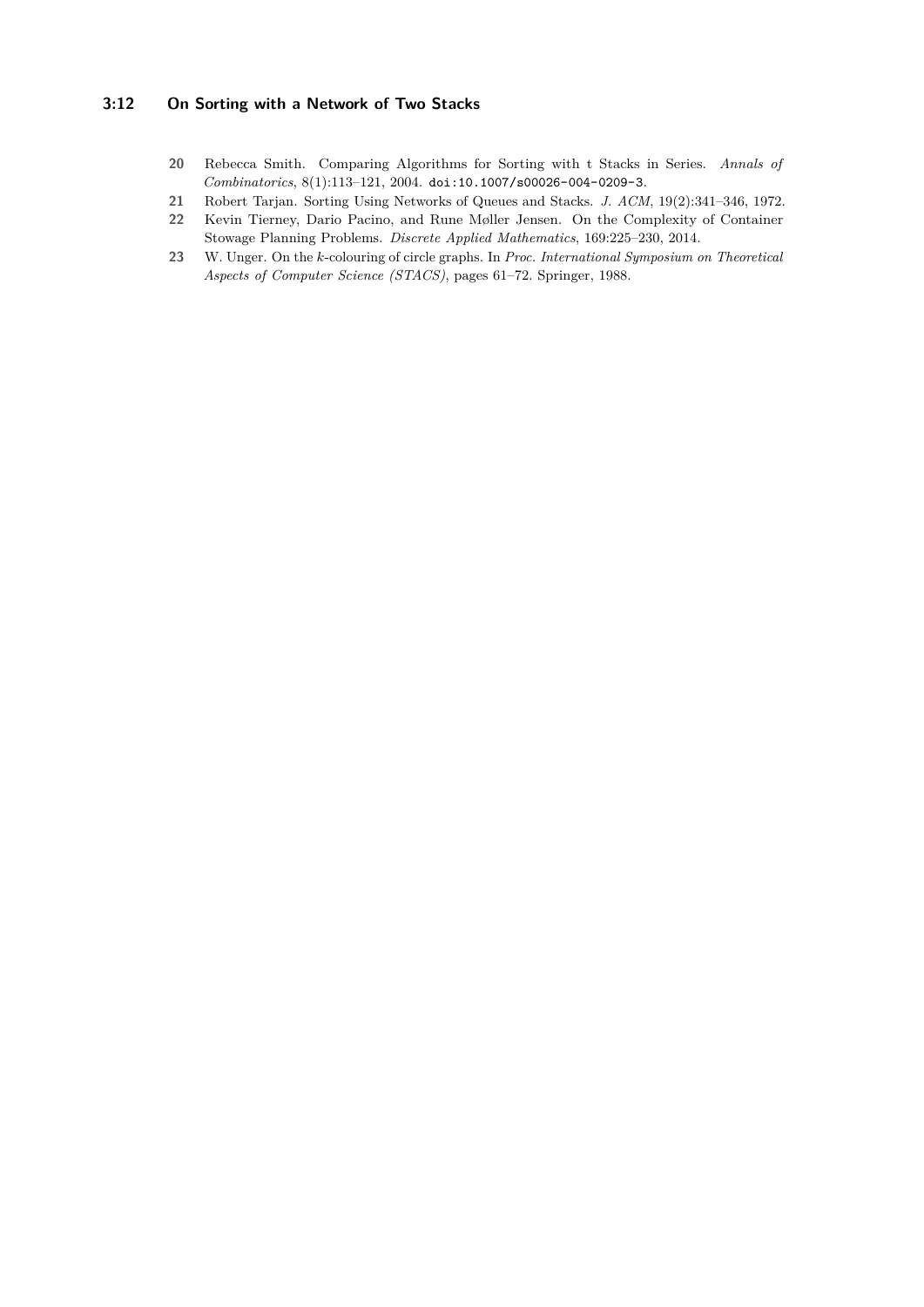20 Rebecca Smith. Comparing Algorithms for Sorting with t Stacks in Series. *Annals of Combinatorics*, 8(1):113–121, 2004. doi:10.1007/s00026-004-0209-3.

21 Robert Tarjan. Sorting Using Networks of Queues and Stacks. *J. ACM*, 19(2):341–346, 1972.

22 Kevin Tierney, Dario Pacino, and Rune Møller Jensen. On the Complexity of Container Stowage Planning Problems. *Discrete Applied Mathematics*, 169:225–230, 2014.

23 W. Unger. On the $k$-colouring of circle graphs. In *Proc. International Symposium on Theoretical Aspects of Computer Science (STACS)*, pages 61–72. Springer, 1988.